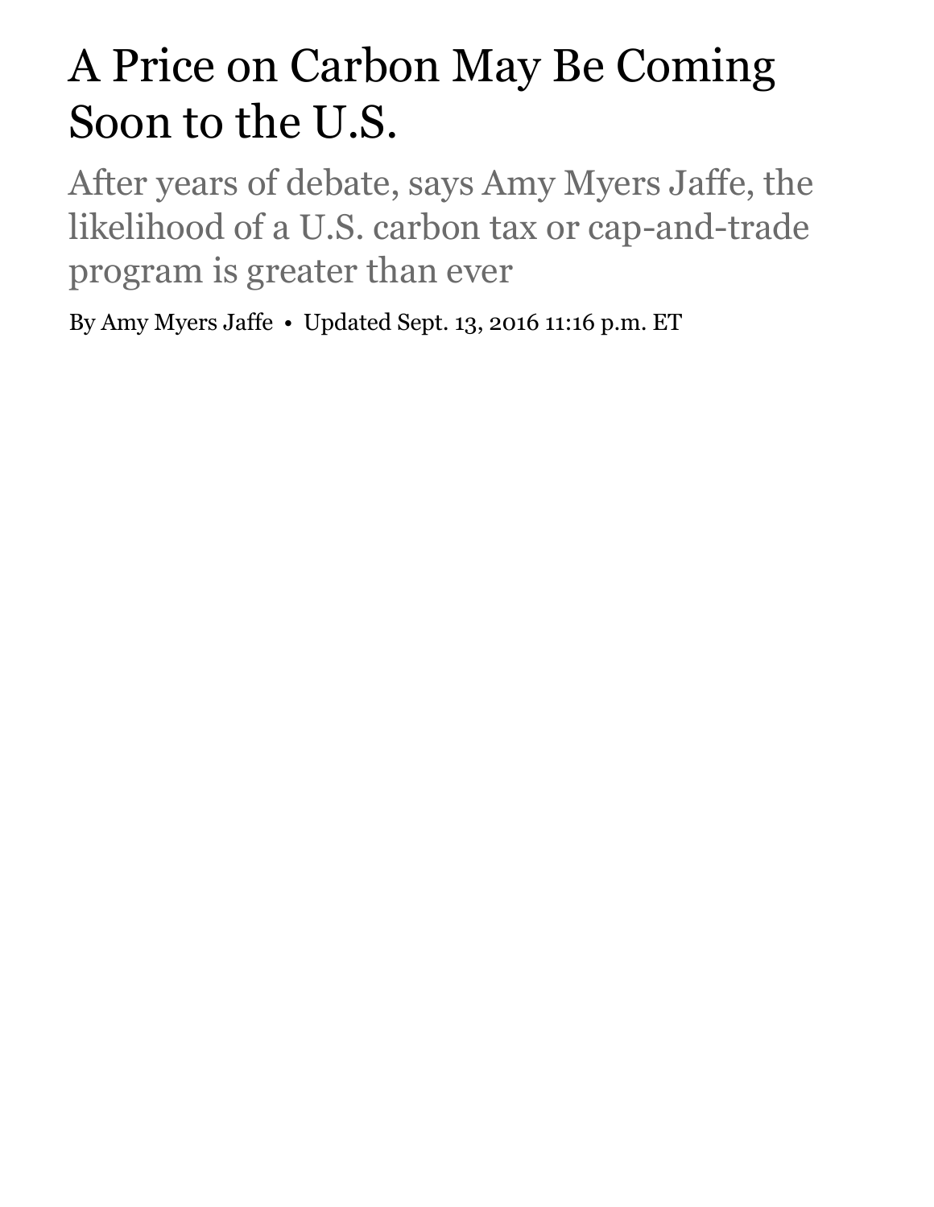# A Price on Carbon May Be Coming Soon to the U.S.

After years of debate, says Amy Myers Jaffe, the likelihood of a U.S. carbon tax or cap-and-trade program is greater than ever

By Amy Myers Jaffe • Updated Sept. 13, 2016 11:16 p.m. ET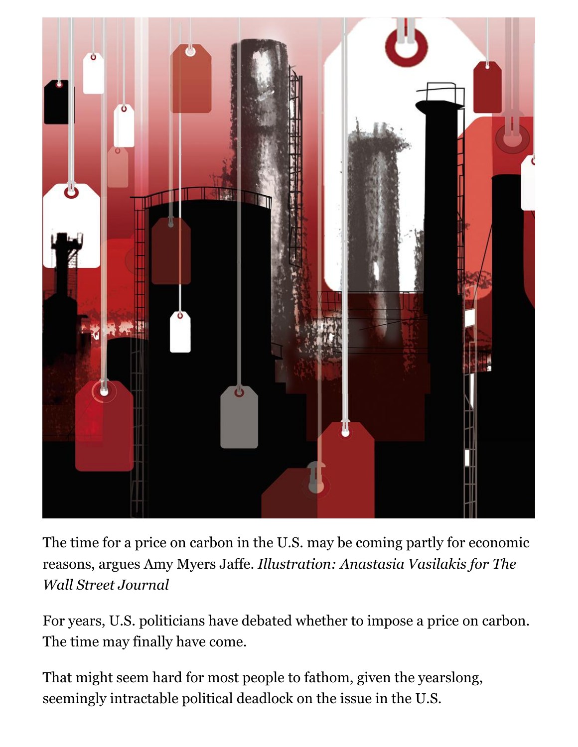The time for a price on carbon in the U.S. may be coming partly for economic reasons, argues Amy Myers Jaffe. *Illustration: Anastasia Vasilakis for The Wall Street Journal*

For years, U.S. politicians have debated whether to impose a price on carbon. The time may finally have come.

That might seem hard for most people to fathom, given the yearslong, seemingly intractable political deadlock on the issue in the U.S.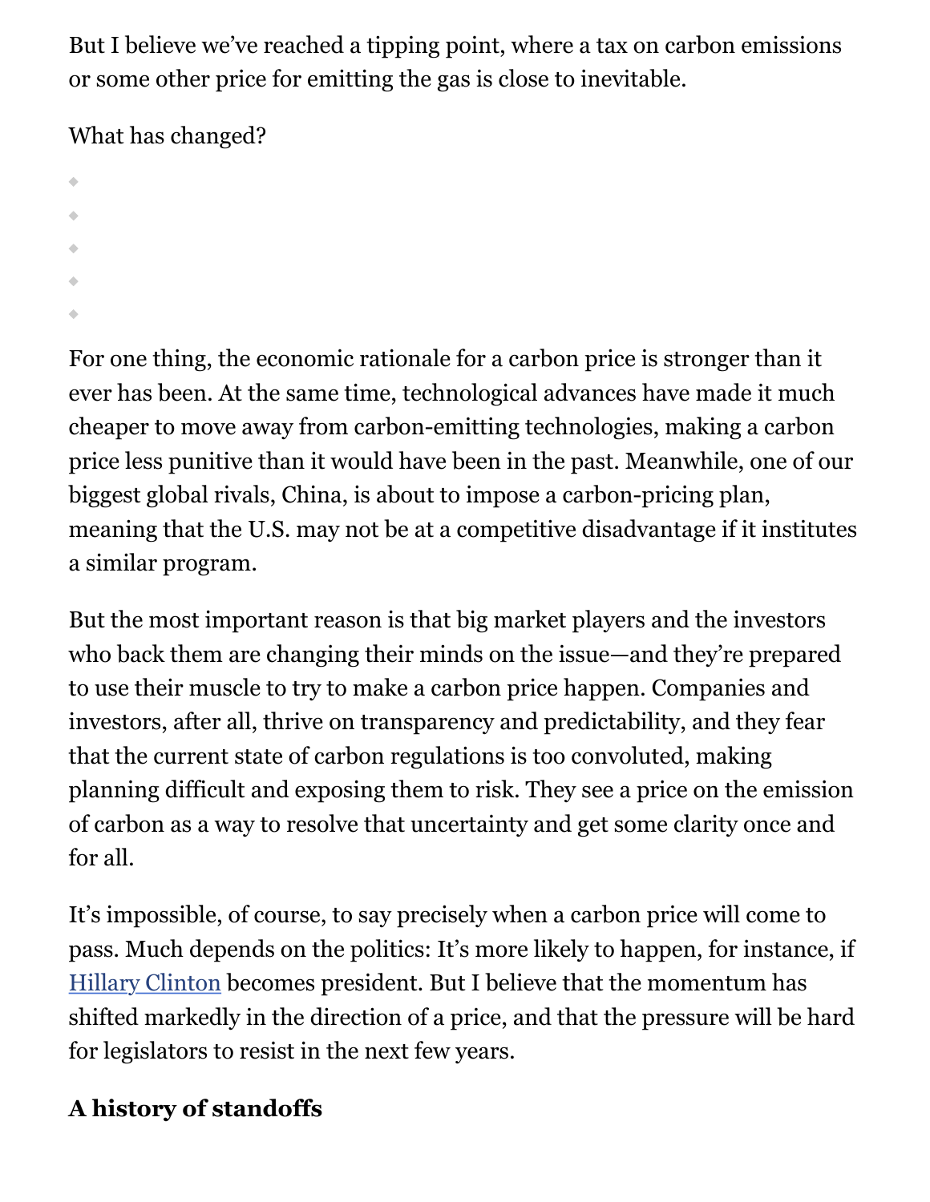But I believe we've reached a tipping point, where a tax on carbon emissions or some other price for emitting the gas is close to inevitable.

What has changed?

For one thing, the economic rationale for a carbon price is stronger than it ever has been. At the same time, technological advances have made it much cheaper to move away from carbon-emitting technologies, making a carbon price less punitive than it would have been in the past. Meanwhile, one of our biggest global rivals, China, is about to impose a carbon-pricing plan, meaning that the U.S. may not be at a competitive disadvantage if it institutes a similar program.

But the most important reason is that big market players and the investors who back them are changing their minds on the issue—and they're prepared to use their muscle to try to make a carbon price happen. Companies and investors, after all, thrive on transparency and predictability, and they fear that the current state of carbon regulations is too convoluted, making planning difficult and exposing them to risk. They see a price on the emission of carbon as a way to resolve that uncertainty and get some clarity once and for all.

It's impossible, of course, to say precisely when a carbon price will come to pass. Much depends on the politics: It's more likely to happen, for instance, if Hillary Clinton becomes president. But I believe that the momentum has shifted markedly in the direction of a price, and that the pressure will be hard for legislators to resist in the next few years.

## A history of standoffs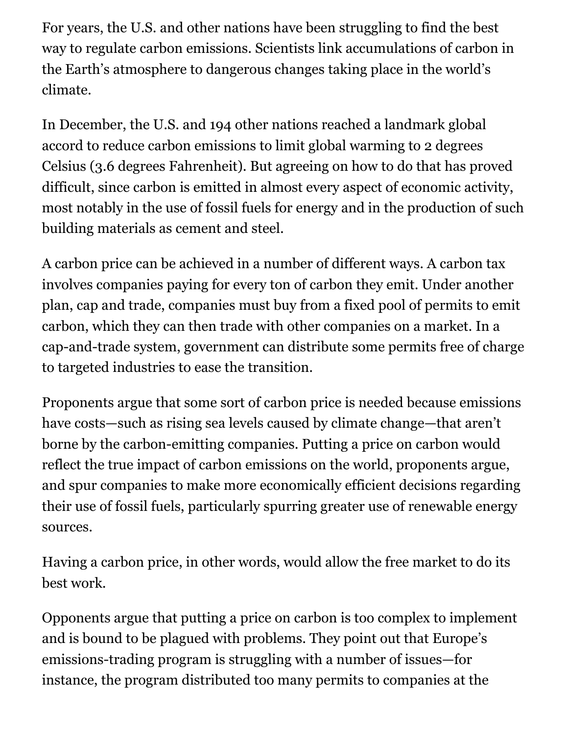For years, the U.S. and other nations have been struggling to find the best way to regulate carbon emissions. Scientists link accumulations of carbon in the Earth's atmosphere to dangerous changes taking place in the world's climate.

In December, the U.S. and 194 other nations reached a landmark global accord to reduce carbon emissions to limit global warming to 2 degrees Celsius (3.6 degrees Fahrenheit). But agreeing on how to do that has proved difficult, since carbon is emitted in almost every aspect of economic activity, most notably in the use of fossil fuels for energy and in the production of such building materials as cement and steel.

A carbon price can be achieved in a number of different ways. A carbon tax involves companies paying for every ton of carbon they emit. Under another plan, cap and trade, companies must buy from a fixed pool of permits to emit carbon, which they can then trade with other companies on a market. In a cap-and-trade system, government can distribute some permits free of charge to targeted industries to ease the transition.

Proponents argue that some sort of carbon price is needed because emissions have costs—such as rising sea levels caused by climate change—that aren't borne by the carbon-emitting companies. Putting a price on carbon would reflect the true impact of carbon emissions on the world, proponents argue, and spur companies to make more economically efficient decisions regarding their use of fossil fuels, particularly spurring greater use of renewable energy sources.

Having a carbon price, in other words, would allow the free market to do its best work.

Opponents argue that putting a price on carbon is too complex to implement and is bound to be plagued with problems. They point out that Europe's emissions-trading program is struggling with a number of issues—for instance, the program distributed too many permits to companies at the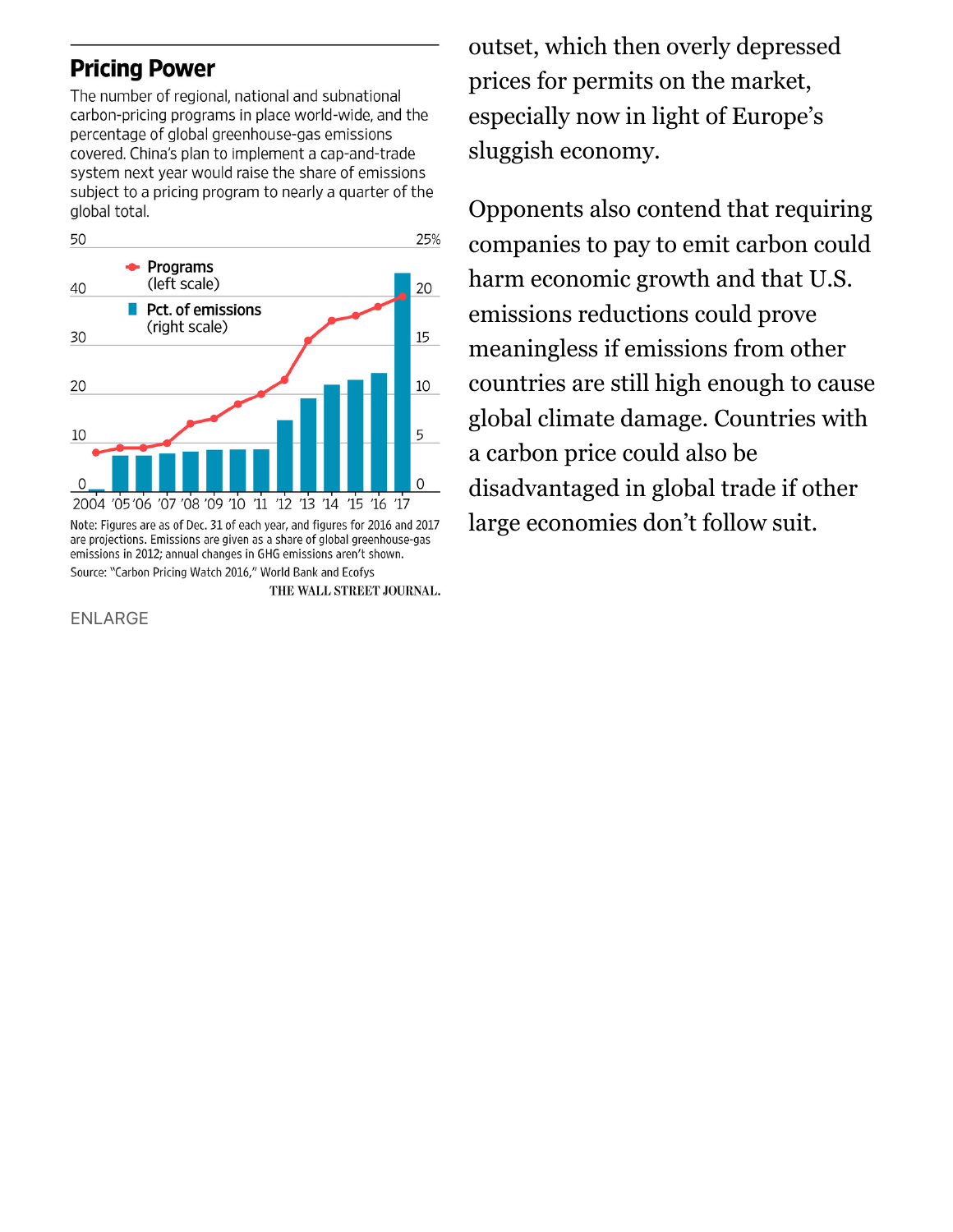## Pricing Power

The number of regional, national and subnational carbon-pricing programs in place world-wide, and the percentage of global greenhouse-gas emissions covered. China's plan to implement a cap-and-trade system next year would raise the share of emissions subject to a pricing program to nearly a quarter of the global total.

Note: Figures are as of Dec. 31 of each year, and figures for 2016 and 2017 are projections. Emissions are given as a share of global greenhouse-gas emissions in 2012; annual changes in GHG emissions aren't shown.

Source: "Carbon Pricing Watch 2016," World Bank and Ecofys

THE WALL STREET JOURNAL.

ENLARGE

outset, which then overly depressed prices for permits on the market, especially now in light of Europe's sluggish economy.

Opponents also contend that requiring companies to pay to emit carbon could harm economic growth and that U.S. emissions reductions could prove meaningless if emissions from other countries are still high enough to cause global climate damage. Countries with a carbon price could also be disadvantaged in global trade if other large economies don't follow suit.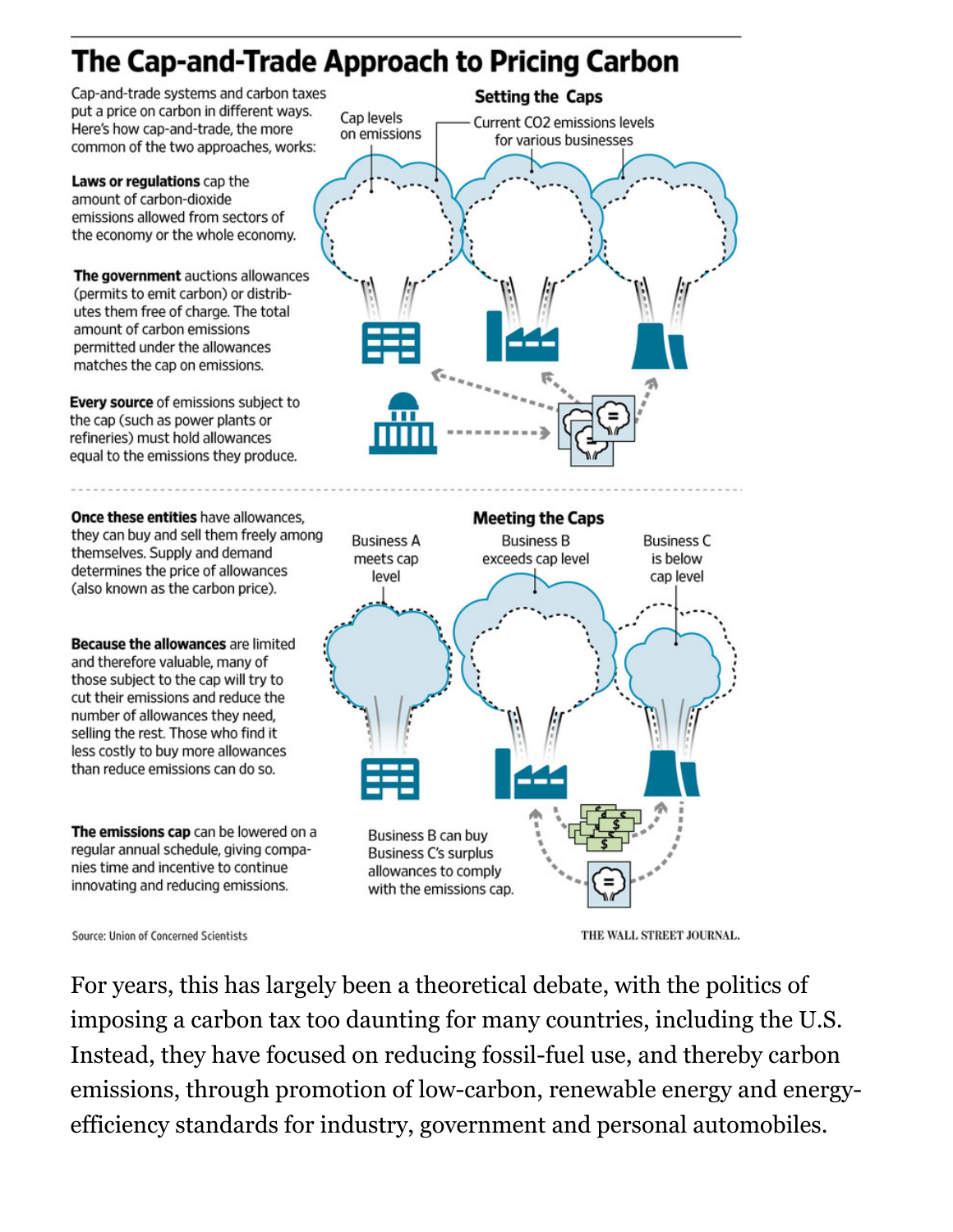## The Cap-and-Trade Approach to Pricing Carbon

Cap-and-trade systems and carbon taxes put a price on carbon in different ways. Here's how cap-and-trade, the more common of the two approaches, works:

### Setting the Caps

Cap levels on emissions

Current CO2 emissions levels for various businesses

**Laws or regulations** cap the amount of carbon-dioxide emissions allowed from sectors of the economy or the whole economy.

**The government** auctions allowances (permits to emit carbon) or distributes them free of charge. The total amount of carbon emissions permitted under the allowances matches the cap on emissions.

**Every source** of emissions subject to the cap (such as power plants or refineries) must hold allowances equal to the emissions they produce.

### Meeting the Caps

Business A meets cap level

Business B exceeds cap level

Business C is below cap level

**Once these entities** have allowances, they can buy and sell them freely among themselves. Supply and demand determines the price of allowances (also known as the carbon price).

**Because the allowances** are limited and therefore valuable, many of those subject to the cap will try to cut their emissions and reduce the number of allowances they need, selling the rest. Those who find it less costly to buy more allowances than reduce emissions can do so.

**The emissions cap** can be lowered on a regular annual schedule, giving companies time and incentive to continue innovating and reducing emissions.

Business B can buy Business C's surplus allowances to comply with the emissions cap.

Source: Union of Concerned Scientists

THE WALL STREET JOURNAL.

For years, this has largely been a theoretical debate, with the politics of imposing a carbon tax too daunting for many countries, including the U.S. Instead, they have focused on reducing fossil-fuel use, and thereby carbon emissions, through promotion of low-carbon, renewable energy and energy-efficiency standards for industry, government and personal automobiles.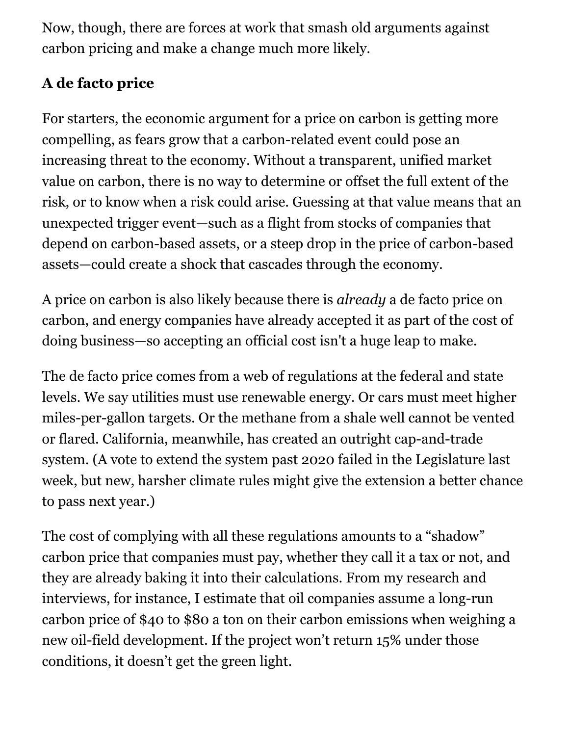Now, though, there are forces at work that smash old arguments against carbon pricing and make a change much more likely.

### A de facto price

For starters, the economic argument for a price on carbon is getting more compelling, as fears grow that a carbon-related event could pose an increasing threat to the economy. Without a transparent, unified market value on carbon, there is no way to determine or offset the full extent of the risk, or to know when a risk could arise. Guessing at that value means that an unexpected trigger event—such as a flight from stocks of companies that depend on carbon-based assets, or a steep drop in the price of carbon-based assets—could create a shock that cascades through the economy.

A price on carbon is also likely because there is *already* a de facto price on carbon, and energy companies have already accepted it as part of the cost of doing business—so accepting an official cost isn't a huge leap to make.

The de facto price comes from a web of regulations at the federal and state levels. We say utilities must use renewable energy. Or cars must meet higher miles-per-gallon targets. Or the methane from a shale well cannot be vented or flared. California, meanwhile, has created an outright cap-and-trade system. (A vote to extend the system past 2020 failed in the Legislature last week, but new, harsher climate rules might give the extension a better chance to pass next year.)

The cost of complying with all these regulations amounts to a "shadow" carbon price that companies must pay, whether they call it a tax or not, and they are already baking it into their calculations. From my research and interviews, for instance, I estimate that oil companies assume a long-run carbon price of $40 to $80 a ton on their carbon emissions when weighing a new oil-field development. If the project won't return 15% under those conditions, it doesn't get the green light.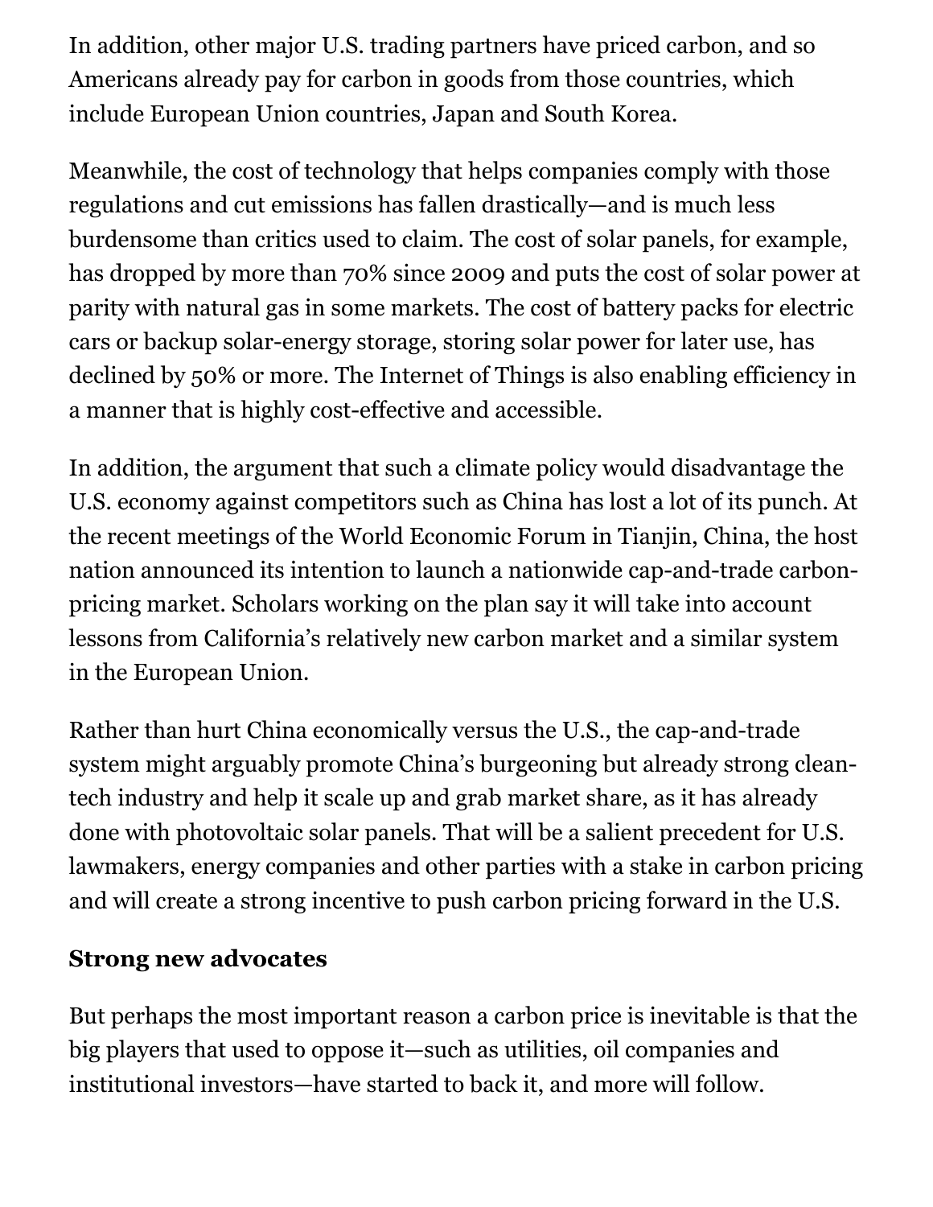In addition, other major U.S. trading partners have priced carbon, and so Americans already pay for carbon in goods from those countries, which include European Union countries, Japan and South Korea.

Meanwhile, the cost of technology that helps companies comply with those regulations and cut emissions has fallen drastically—and is much less burdensome than critics used to claim. The cost of solar panels, for example, has dropped by more than 70% since 2009 and puts the cost of solar power at parity with natural gas in some markets. The cost of battery packs for electric cars or backup solar-energy storage, storing solar power for later use, has declined by 50% or more. The Internet of Things is also enabling efficiency in a manner that is highly cost-effective and accessible.

In addition, the argument that such a climate policy would disadvantage the U.S. economy against competitors such as China has lost a lot of its punch. At the recent meetings of the World Economic Forum in Tianjin, China, the host nation announced its intention to launch a nationwide cap-and-trade carbon-pricing market. Scholars working on the plan say it will take into account lessons from California's relatively new carbon market and a similar system in the European Union.

Rather than hurt China economically versus the U.S., the cap-and-trade system might arguably promote China's burgeoning but already strong clean-tech industry and help it scale up and grab market share, as it has already done with photovoltaic solar panels. That will be a salient precedent for U.S. lawmakers, energy companies and other parties with a stake in carbon pricing and will create a strong incentive to push carbon pricing forward in the U.S.

**Strong new advocates**

But perhaps the most important reason a carbon price is inevitable is that the big players that used to oppose it—such as utilities, oil companies and institutional investors—have started to back it, and more will follow.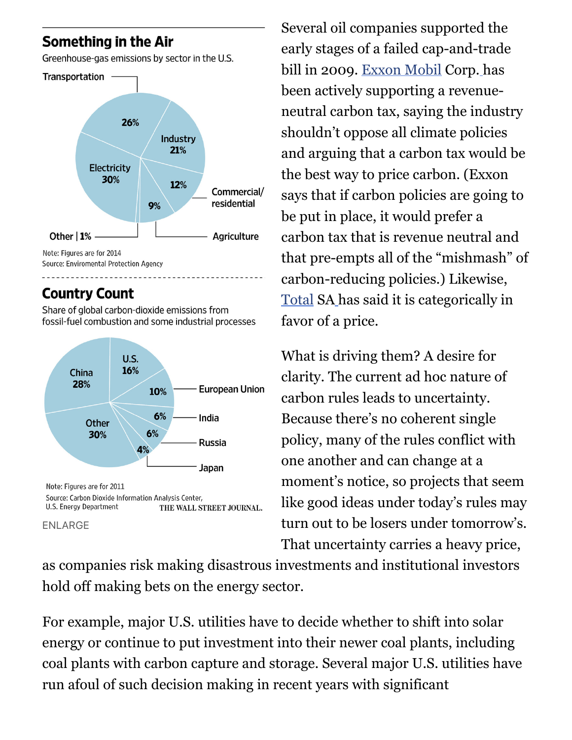## Something in the Air

Greenhouse-gas emissions by sector in the U.S.

| Sector | Share |
| --- | --- |
| Transportation | 26% |
| Industry | 21% |
| Commercial/residential | 12% |
| Agriculture | 9% |
| Other | 1% |
| Electricity | 30% |

Note: Figures are for 2014
Source: Enviromental Protection Agency

## Country Count

Share of global carbon-dioxide emissions from fossil-fuel combustion and some industrial processes

| Country | Share |
| --- | --- |
| China | 28% |
| U.S. | 16% |
| European Union | 10% |
| India | 6% |
| Russia | 6% |
| Japan | 4% |
| Other | 30% |

Note: Figures are for 2011
Source: Carbon Dioxide Information Analysis Center, U.S. Energy Department

THE WALL STREET JOURNAL.

ENLARGE

Several oil companies supported the early stages of a failed cap-and-trade bill in 2009. Exxon Mobil Corp. has been actively supporting a revenue-neutral carbon tax, saying the industry shouldn't oppose all climate policies and arguing that a carbon tax would be the best way to price carbon. (Exxon says that if carbon policies are going to be put in place, it would prefer a carbon tax that is revenue neutral and that pre-empts all of the "mishmash" of carbon-reducing policies.) Likewise, Total SA has said it is categorically in favor of a price.

What is driving them? A desire for clarity. The current ad hoc nature of carbon rules leads to uncertainty. Because there's no coherent single policy, many of the rules conflict with one another and can change at a moment's notice, so projects that seem like good ideas under today's rules may turn out to be losers under tomorrow's. That uncertainty carries a heavy price, as companies risk making disastrous investments and institutional investors hold off making bets on the energy sector.

For example, major U.S. utilities have to decide whether to shift into solar energy or continue to put investment into their newer coal plants, including coal plants with carbon capture and storage. Several major U.S. utilities have run afoul of such decision making in recent years with significant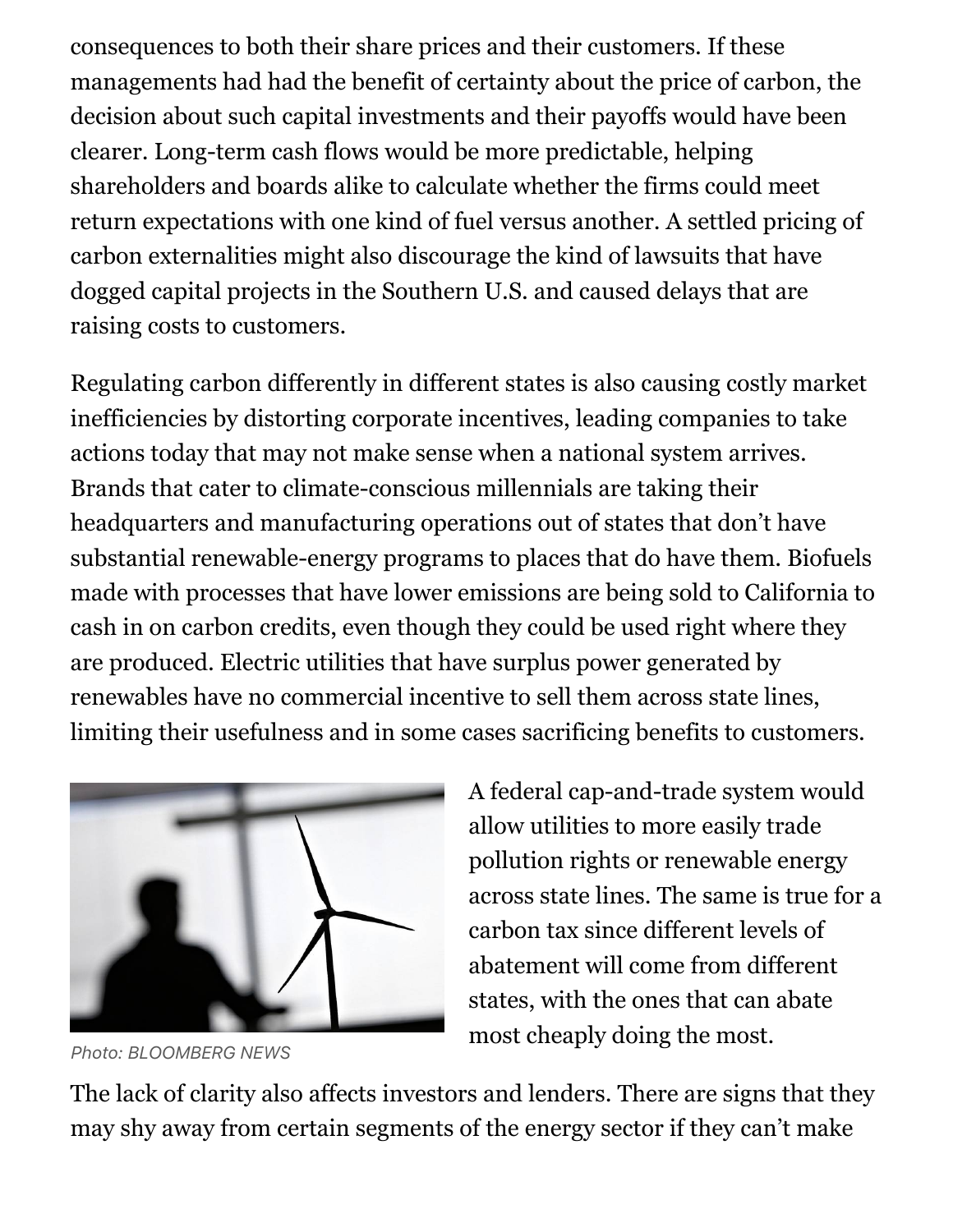consequences to both their share prices and their customers. If these managements had had the benefit of certainty about the price of carbon, the decision about such capital investments and their payoffs would have been clearer. Long-term cash flows would be more predictable, helping shareholders and boards alike to calculate whether the firms could meet return expectations with one kind of fuel versus another. A settled pricing of carbon externalities might also discourage the kind of lawsuits that have dogged capital projects in the Southern U.S. and caused delays that are raising costs to customers.

Regulating carbon differently in different states is also causing costly market inefficiencies by distorting corporate incentives, leading companies to take actions today that may not make sense when a national system arrives. Brands that cater to climate-conscious millennials are taking their headquarters and manufacturing operations out of states that don't have substantial renewable-energy programs to places that do have them. Biofuels made with processes that have lower emissions are being sold to California to cash in on carbon credits, even though they could be used right where they are produced. Electric utilities that have surplus power generated by renewables have no commercial incentive to sell them across state lines, limiting their usefulness and in some cases sacrificing benefits to customers.

Photo: BLOOMBERG NEWS

A federal cap-and-trade system would allow utilities to more easily trade pollution rights or renewable energy across state lines. The same is true for a carbon tax since different levels of abatement will come from different states, with the ones that can abate most cheaply doing the most.

The lack of clarity also affects investors and lenders. There are signs that they may shy away from certain segments of the energy sector if they can't make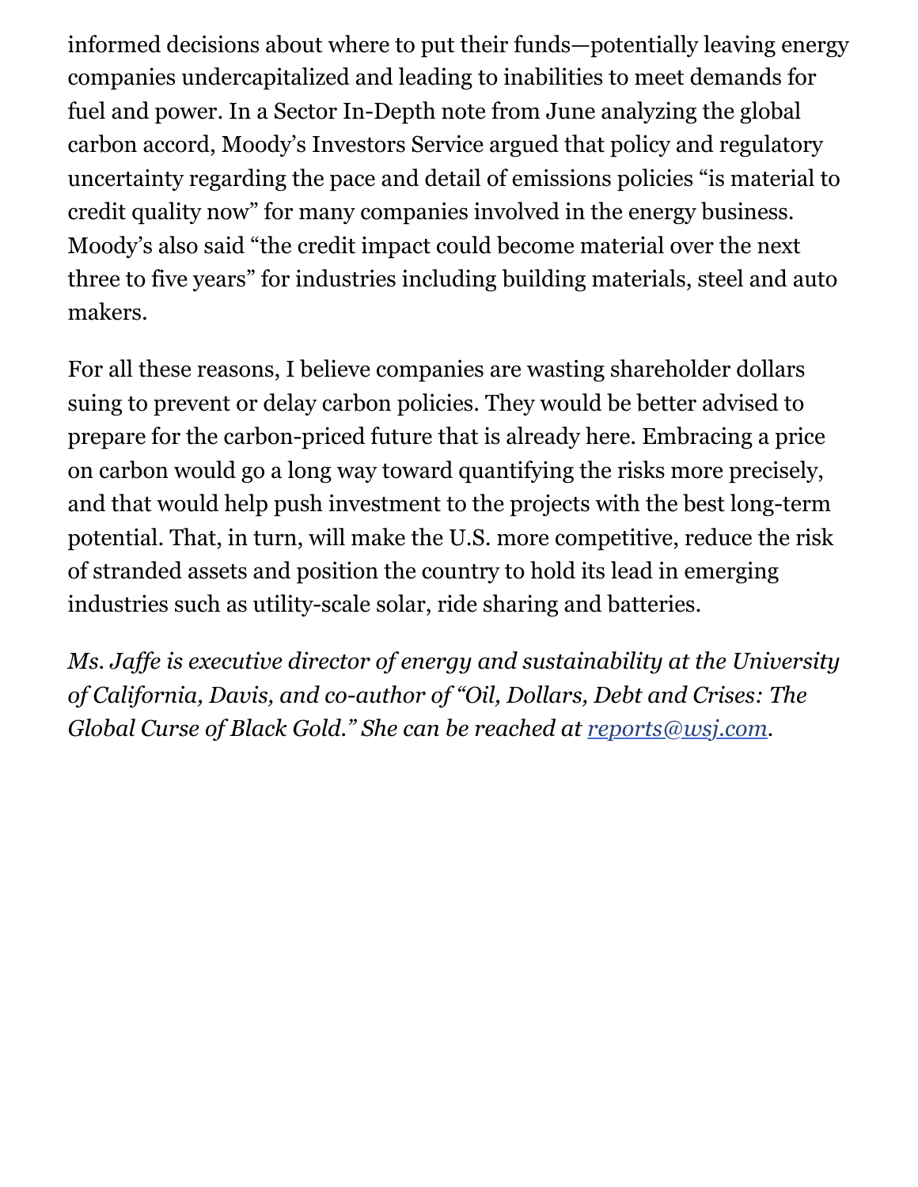informed decisions about where to put their funds—potentially leaving energy companies undercapitalized and leading to inabilities to meet demands for fuel and power. In a Sector In-Depth note from June analyzing the global carbon accord, Moody's Investors Service argued that policy and regulatory uncertainty regarding the pace and detail of emissions policies "is material to credit quality now" for many companies involved in the energy business. Moody's also said "the credit impact could become material over the next three to five years" for industries including building materials, steel and auto makers.

For all these reasons, I believe companies are wasting shareholder dollars suing to prevent or delay carbon policies. They would be better advised to prepare for the carbon-priced future that is already here. Embracing a price on carbon would go a long way toward quantifying the risks more precisely, and that would help push investment to the projects with the best long-term potential. That, in turn, will make the U.S. more competitive, reduce the risk of stranded assets and position the country to hold its lead in emerging industries such as utility-scale solar, ride sharing and batteries.

*Ms. Jaffe is executive director of energy and sustainability at the University of California, Davis, and co-author of "Oil, Dollars, Debt and Crises: The Global Curse of Black Gold." She can be reached at [reports@wsj.com](mailto:reports@wsj.com).*